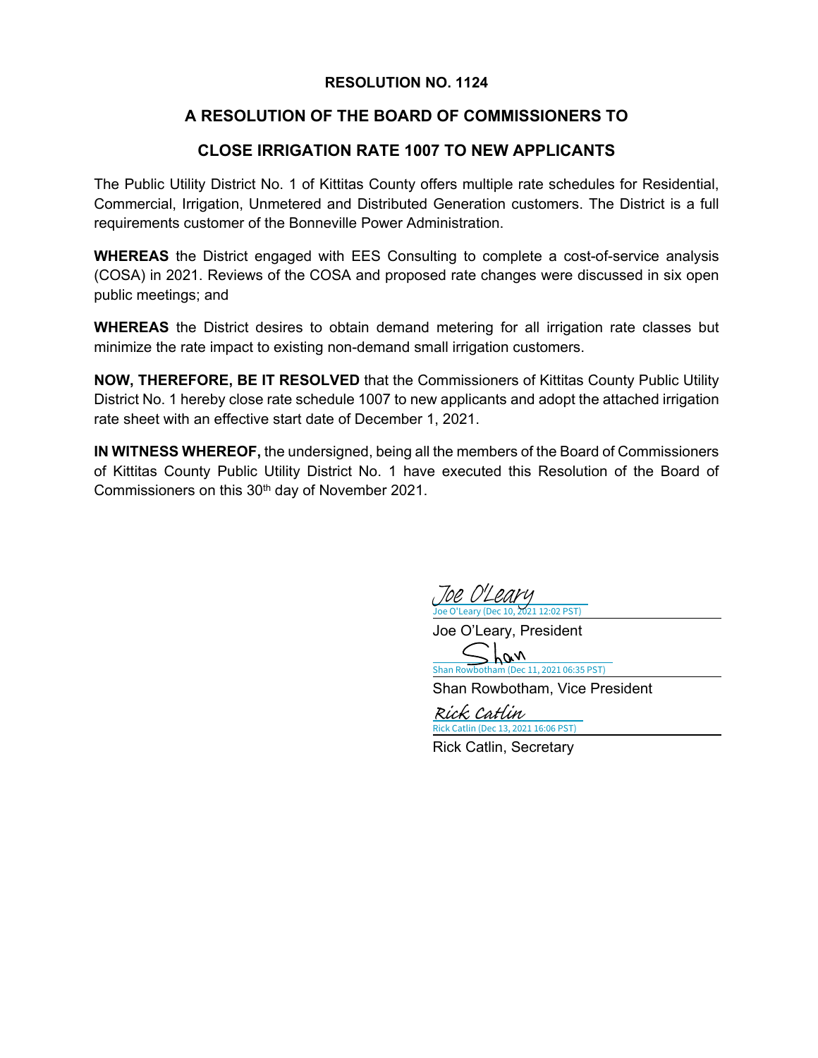**RESOLUTION NO. 1124**

## A RESOLUTION OF THE BOARD OF COMMISSIONERS TO

## CLOSE IRRIGATION RATE 1007 TO NEW APPLICANTS

The Public Utility District No. 1 of Kittitas County offers multiple rate schedules for Residential, Commercial, Irrigation, Unmetered and Distributed Generation customers. The District is a full requirements customer of the Bonneville Power Administration.

**WHEREAS** the District engaged with EES Consulting to complete a cost-of-service analysis (COSA) in 2021. Reviews of the COSA and proposed rate changes were discussed in six open public meetings; and

**WHEREAS** the District desires to obtain demand metering for all irrigation rate classes but minimize the rate impact to existing non-demand small irrigation customers.

**NOW, THEREFORE, BE IT RESOLVED** that the Commissioners of Kittitas County Public Utility District No. 1 hereby close rate schedule 1007 to new applicants and adopt the attached irrigation rate sheet with an effective start date of December 1, 2021.

**IN WITNESS WHEREOF,** the undersigned, being all the members of the Board of Commissioners of Kittitas County Public Utility District No. 1 have executed this Resolution of the Board of Commissioners on this 30th day of November 2021.

Joe O'Leary
Joe O'Leary (Dec 10, 2021 12:02 PST)

Joe O'Leary, President

Shan
Shan Rowbotham (Dec 11, 2021 06:35 PST)

Shan Rowbotham, Vice President

Rick Catlin
Rick Catlin (Dec 13, 2021 16:06 PST)

Rick Catlin, Secretary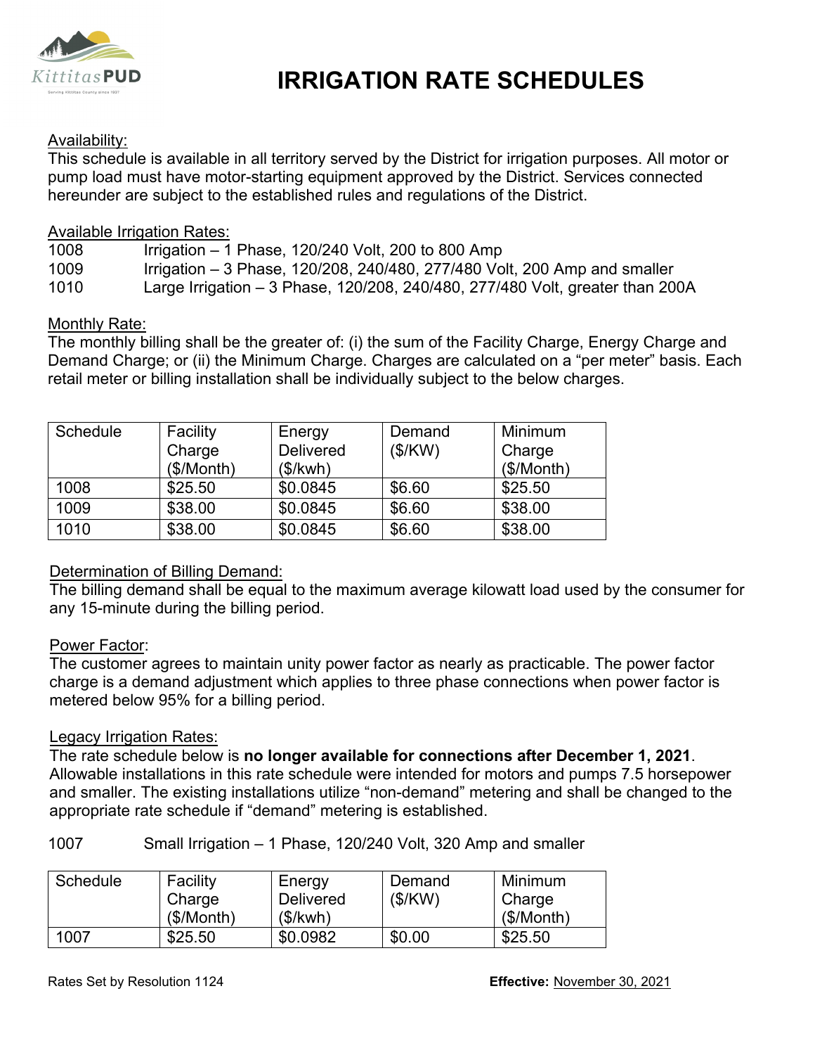# IRRIGATION RATE SCHEDULES

Availability:

This schedule is available in all territory served by the District for irrigation purposes. All motor or pump load must have motor-starting equipment approved by the District. Services connected hereunder are subject to the established rules and regulations of the District.

Available Irrigation Rates:

1008 Irrigation – 1 Phase, 120/240 Volt, 200 to 800 Amp
1009 Irrigation – 3 Phase, 120/208, 240/480, 277/480 Volt, 200 Amp and smaller
1010 Large Irrigation – 3 Phase, 120/208, 240/480, 277/480 Volt, greater than 200A

Monthly Rate:

The monthly billing shall be the greater of: (i) the sum of the Facility Charge, Energy Charge and Demand Charge; or (ii) the Minimum Charge. Charges are calculated on a "per meter" basis. Each retail meter or billing installation shall be individually subject to the below charges.

| Schedule | Facility Charge ($/Month) | Energy Delivered ($/kwh) | Demand ($/KW) | Minimum Charge ($/Month) |
|---|---|---|---|---|
| 1008 | $25.50 | $0.0845 | $6.60 | $25.50 |
| 1009 | $38.00 | $0.0845 | $6.60 | $38.00 |
| 1010 | $38.00 | $0.0845 | $6.60 | $38.00 |

Determination of Billing Demand:

The billing demand shall be equal to the maximum average kilowatt load used by the consumer for any 15-minute during the billing period.

Power Factor:

The customer agrees to maintain unity power factor as nearly as practicable. The power factor charge is a demand adjustment which applies to three phase connections when power factor is metered below 95% for a billing period.

Legacy Irrigation Rates:

The rate schedule below is **no longer available for connections after December 1, 2021**. Allowable installations in this rate schedule were intended for motors and pumps 7.5 horsepower and smaller. The existing installations utilize "non-demand" metering and shall be changed to the appropriate rate schedule if "demand" metering is established.

1007 Small Irrigation – 1 Phase, 120/240 Volt, 320 Amp and smaller

| Schedule | Facility Charge ($/Month) | Energy Delivered ($/kwh) | Demand ($/KW) | Minimum Charge ($/Month) |
|---|---|---|---|---|
| 1007 | $25.50 | $0.0982 | $0.00 | $25.50 |

Rates Set by Resolution 1124 **Effective:** November 30, 2021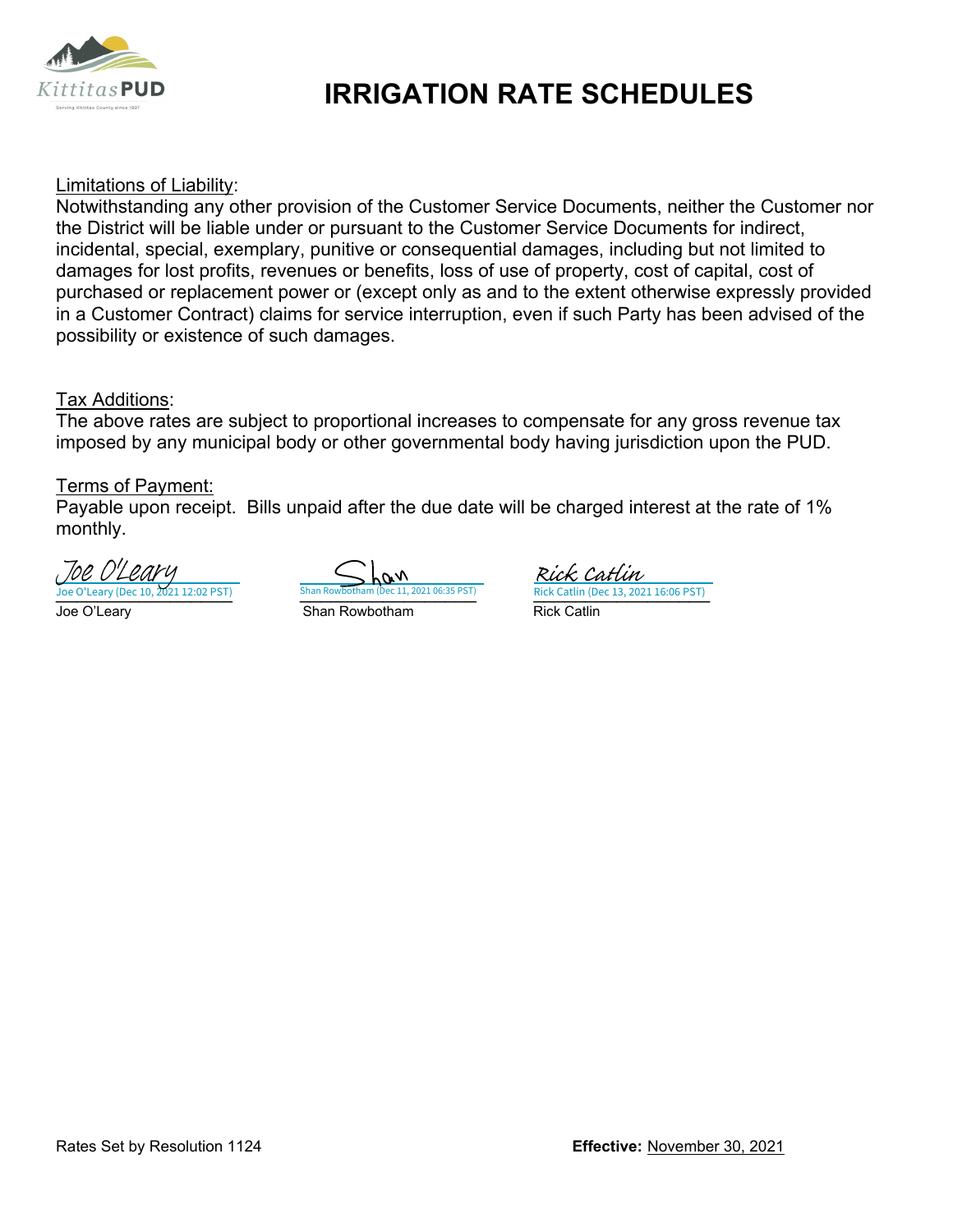# IRRIGATION RATE SCHEDULES

Limitations of Liability:
Notwithstanding any other provision of the Customer Service Documents, neither the Customer nor the District will be liable under or pursuant to the Customer Service Documents for indirect, incidental, special, exemplary, punitive or consequential damages, including but not limited to damages for lost profits, revenues or benefits, loss of use of property, cost of capital, cost of purchased or replacement power or (except only as and to the extent otherwise expressly provided in a Customer Contract) claims for service interruption, even if such Party has been advised of the possibility or existence of such damages.

Tax Additions:
The above rates are subject to proportional increases to compensate for any gross revenue tax imposed by any municipal body or other governmental body having jurisdiction upon the PUD.

Terms of Payment:
Payable upon receipt. Bills unpaid after the due date will be charged interest at the rate of 1% monthly.

| Joe O'Leary (Dec 10, 2021 12:02 PST) | Shan Rowbotham (Dec 11, 2021 06:35 PST) | Rick Catlin (Dec 13, 2021 16:06 PST) |
|---|---|---|
| Joe O'Leary | Shan Rowbotham | Rick Catlin |

Rates Set by Resolution 1124

**Effective:** November 30, 2021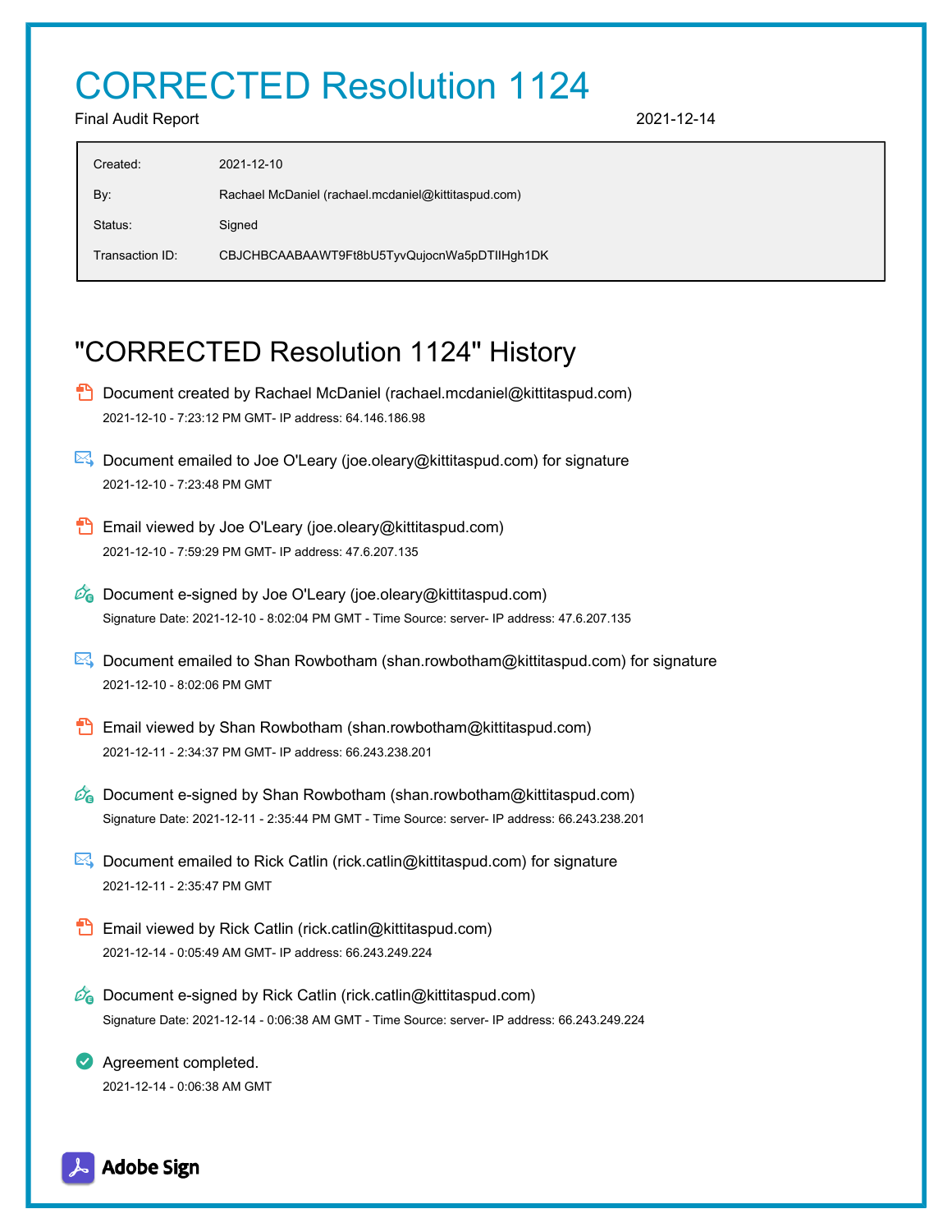# CORRECTED Resolution 1124

Final Audit Report 2021-12-14

| | |
|---|---|
| Created: | 2021-12-10 |
| By: | Rachael McDaniel (rachael.mcdaniel@kittitaspud.com) |
| Status: | Signed |
| Transaction ID: | CBJCHBCAABAAWT9Ft8bU5TyvQujocnWa5pDTIlHgh1DK |

## "CORRECTED Resolution 1124" History

- Document created by Rachael McDaniel (rachael.mcdaniel@kittitaspud.com)
  2021-12-10 - 7:23:12 PM GMT- IP address: 64.146.186.98

- Document emailed to Joe O'Leary (joe.oleary@kittitaspud.com) for signature
  2021-12-10 - 7:23:48 PM GMT

- Email viewed by Joe O'Leary (joe.oleary@kittitaspud.com)
  2021-12-10 - 7:59:29 PM GMT- IP address: 47.6.207.135

- Document e-signed by Joe O'Leary (joe.oleary@kittitaspud.com)
  Signature Date: 2021-12-10 - 8:02:04 PM GMT - Time Source: server- IP address: 47.6.207.135

- Document emailed to Shan Rowbotham (shan.rowbotham@kittitaspud.com) for signature
  2021-12-10 - 8:02:06 PM GMT

- Email viewed by Shan Rowbotham (shan.rowbotham@kittitaspud.com)
  2021-12-11 - 2:34:37 PM GMT- IP address: 66.243.238.201

- Document e-signed by Shan Rowbotham (shan.rowbotham@kittitaspud.com)
  Signature Date: 2021-12-11 - 2:35:44 PM GMT - Time Source: server- IP address: 66.243.238.201

- Document emailed to Rick Catlin (rick.catlin@kittitaspud.com) for signature
  2021-12-11 - 2:35:47 PM GMT

- Email viewed by Rick Catlin (rick.catlin@kittitaspud.com)
  2021-12-14 - 0:05:49 AM GMT- IP address: 66.243.249.224

- Document e-signed by Rick Catlin (rick.catlin@kittitaspud.com)
  Signature Date: 2021-12-14 - 0:06:38 AM GMT - Time Source: server- IP address: 66.243.249.224

- Agreement completed.
  2021-12-14 - 0:06:38 AM GMT

Adobe Sign